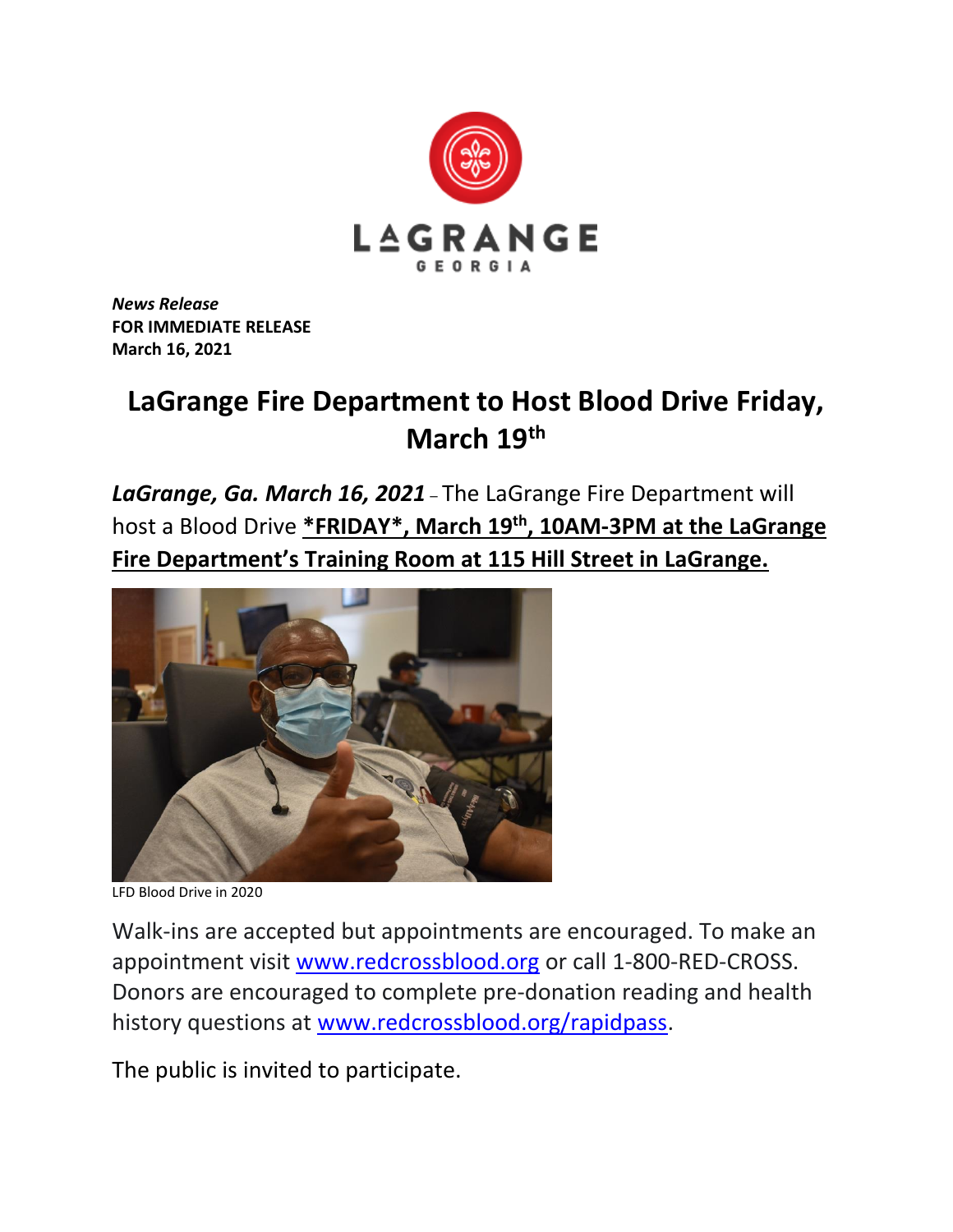LAGRANGE
GEORGIA

***News Release***
**FOR IMMEDIATE RELEASE**
**March 16, 2021**

# LaGrange Fire Department to Host Blood Drive Friday, March 19th

***LaGrange, Ga. March 16, 2021*** – The LaGrange Fire Department will host a Blood Drive **\*FRIDAY\*, March 19th, 10AM-3PM at the LaGrange Fire Department's Training Room at 115 Hill Street in LaGrange.**

LFD Blood Drive in 2020

Walk-ins are accepted but appointments are encouraged. To make an appointment visit www.redcrossblood.org or call 1-800-RED-CROSS. Donors are encouraged to complete pre-donation reading and health history questions at www.redcrossblood.org/rapidpass.

The public is invited to participate.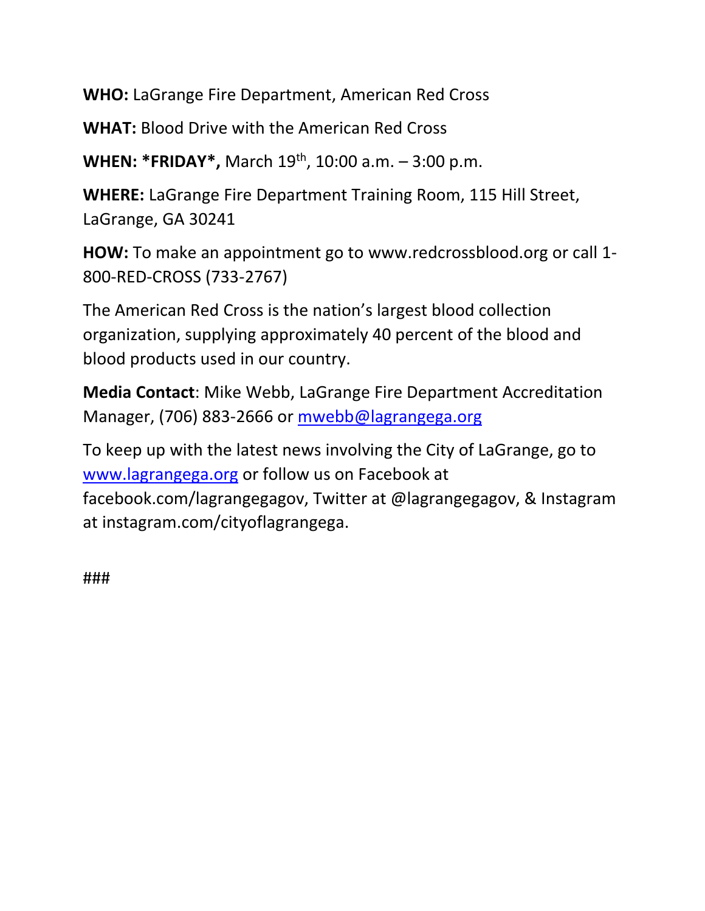**WHO:** LaGrange Fire Department, American Red Cross

**WHAT:** Blood Drive with the American Red Cross

**WHEN: *FRIDAY*,** March 19th, 10:00 a.m. – 3:00 p.m.

**WHERE:** LaGrange Fire Department Training Room, 115 Hill Street, LaGrange, GA 30241

**HOW:** To make an appointment go to www.redcrossblood.org or call 1-800-RED-CROSS (733-2767)

The American Red Cross is the nation's largest blood collection organization, supplying approximately 40 percent of the blood and blood products used in our country.

**Media Contact**: Mike Webb, LaGrange Fire Department Accreditation Manager, (706) 883-2666 or mwebb@lagrangega.org

To keep up with the latest news involving the City of LaGrange, go to www.lagrangega.org or follow us on Facebook at facebook.com/lagrangegagov, Twitter at @lagrangegagov, & Instagram at instagram.com/cityoflagrangega.

###